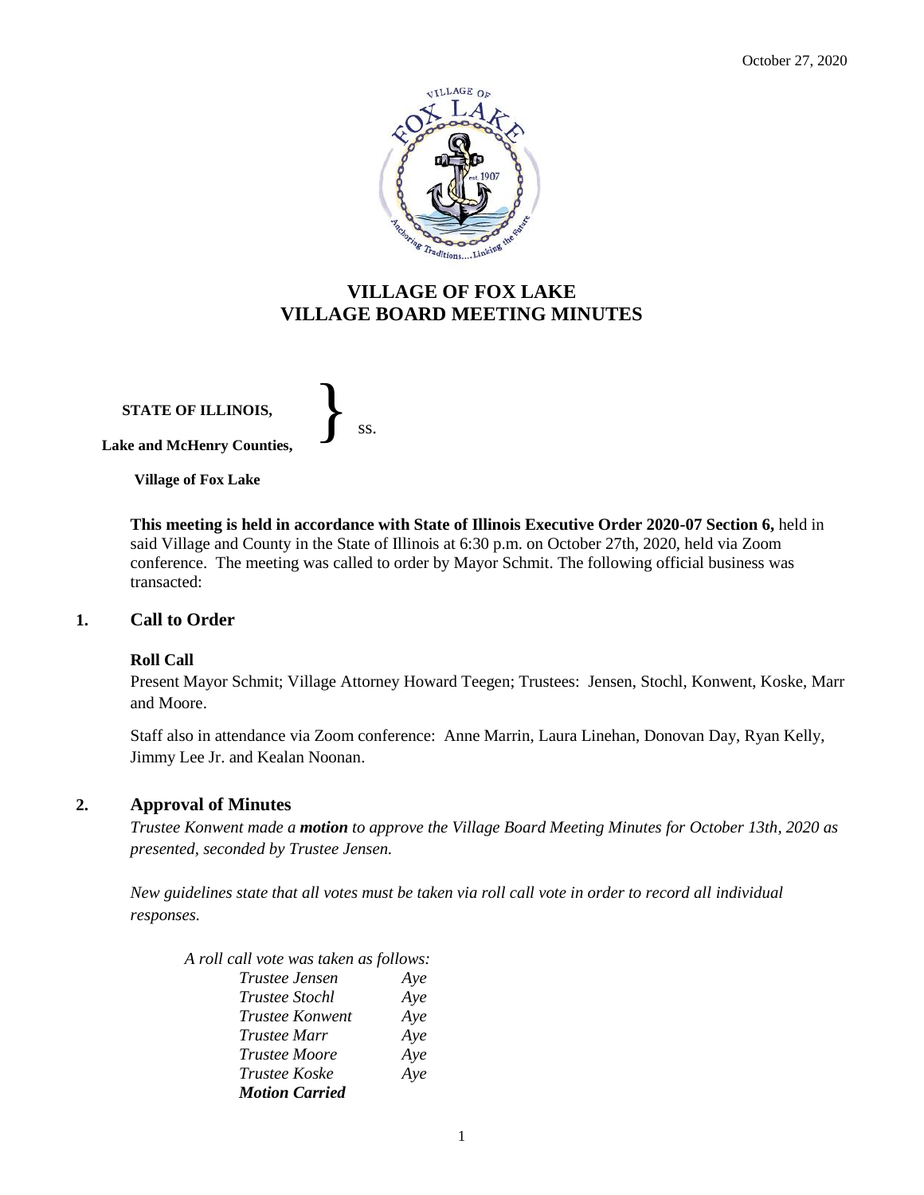October 27, 2020

# VILLAGE OF FOX LAKE
# VILLAGE BOARD MEETING MINUTES

**STATE OF ILLINOIS,**

**Lake and McHenry Counties,** } ss.

**Village of Fox Lake**

**This meeting is held in accordance with State of Illinois Executive Order 2020-07 Section 6,** held in said Village and County in the State of Illinois at 6:30 p.m. on October 27th, 2020, held via Zoom conference. The meeting was called to order by Mayor Schmit. The following official business was transacted:

## 1. Call to Order

**Roll Call**

Present Mayor Schmit; Village Attorney Howard Teegen; Trustees: Jensen, Stochl, Konwent, Koske, Marr and Moore.

Staff also in attendance via Zoom conference: Anne Marrin, Laura Linehan, Donovan Day, Ryan Kelly, Jimmy Lee Jr. and Kealan Noonan.

## 2. Approval of Minutes

*Trustee Konwent made a **motion** to approve the Village Board Meeting Minutes for October 13th, 2020 as presented, seconded by Trustee Jensen.*

*New guidelines state that all votes must be taken via roll call vote in order to record all individual responses.*

*A roll call vote was taken as follows:*

*Trustee Jensen Aye*
*Trustee Stochl Aye*
*Trustee Konwent Aye*
*Trustee Marr Aye*
*Trustee Moore Aye*
*Trustee Koske Aye*
***Motion Carried***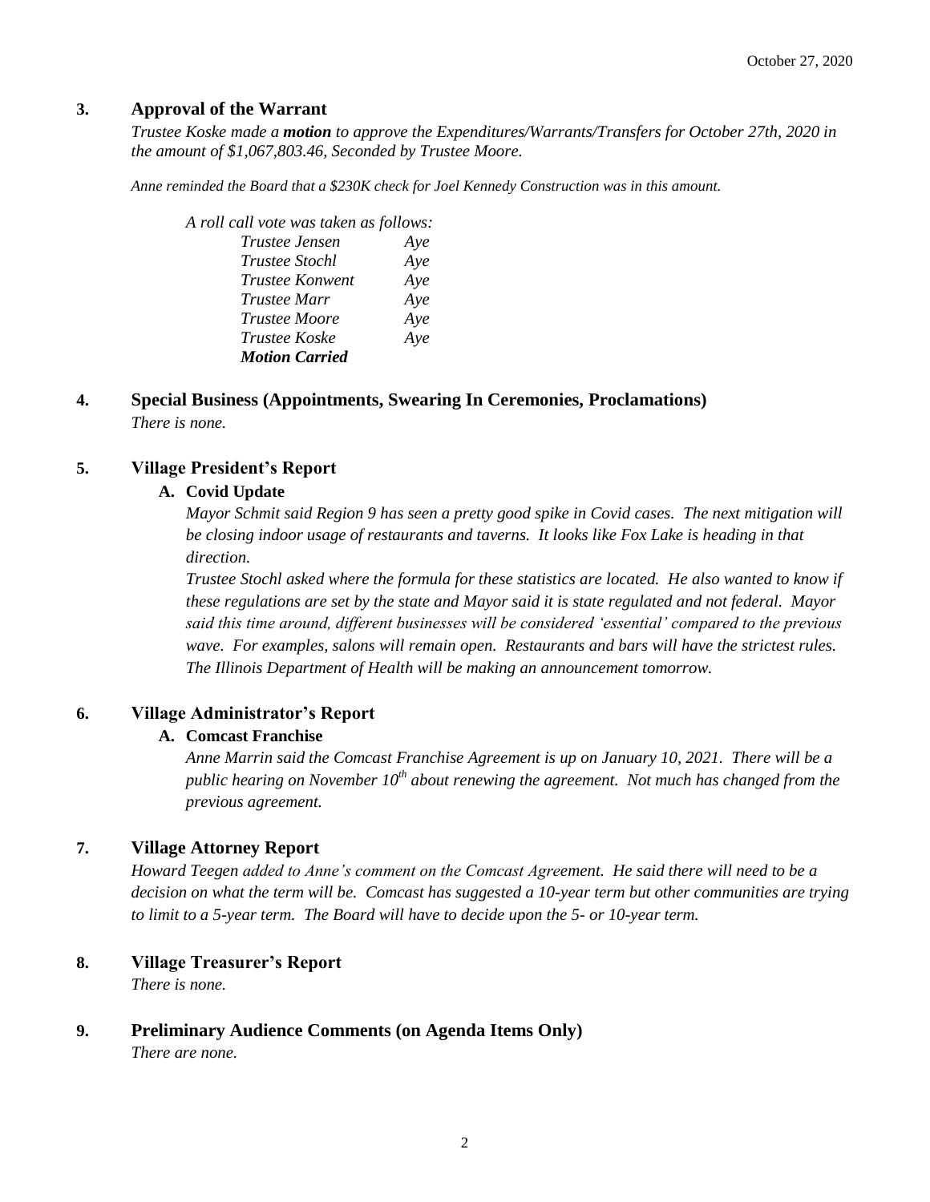## 3. Approval of the Warrant

*Trustee Koske made a **motion** to approve the Expenditures/Warrants/Transfers for October 27th, 2020 in the amount of $1,067,803.46, Seconded by Trustee Moore.*

*Anne reminded the Board that a $230K check for Joel Kennedy Construction was in this amount.*

*A roll call vote was taken as follows:*

| | |
|---|---|
| *Trustee Jensen* | *Aye* |
| *Trustee Stochl* | *Aye* |
| *Trustee Konwent* | *Aye* |
| *Trustee Marr* | *Aye* |
| *Trustee Moore* | *Aye* |
| *Trustee Koske* | *Aye* |
| ***Motion Carried*** | |

## 4. Special Business (Appointments, Swearing In Ceremonies, Proclamations)

*There is none.*

## 5. Village President's Report

### A. Covid Update

*Mayor Schmit said Region 9 has seen a pretty good spike in Covid cases. The next mitigation will be closing indoor usage of restaurants and taverns. It looks like Fox Lake is heading in that direction.*

*Trustee Stochl asked where the formula for these statistics are located. He also wanted to know if these regulations are set by the state and Mayor said it is state regulated and not federal. Mayor said this time around, different businesses will be considered 'essential' compared to the previous wave. For examples, salons will remain open. Restaurants and bars will have the strictest rules. The Illinois Department of Health will be making an announcement tomorrow.*

## 6. Village Administrator's Report

### A. Comcast Franchise

*Anne Marrin said the Comcast Franchise Agreement is up on January 10, 2021. There will be a public hearing on November 10th about renewing the agreement. Not much has changed from the previous agreement.*

## 7. Village Attorney Report

*Howard Teegen added to Anne's comment on the Comcast Agreement. He said there will need to be a decision on what the term will be. Comcast has suggested a 10-year term but other communities are trying to limit to a 5-year term. The Board will have to decide upon the 5- or 10-year term.*

## 8. Village Treasurer's Report

*There is none.*

## 9. Preliminary Audience Comments (on Agenda Items Only)

*There are none.*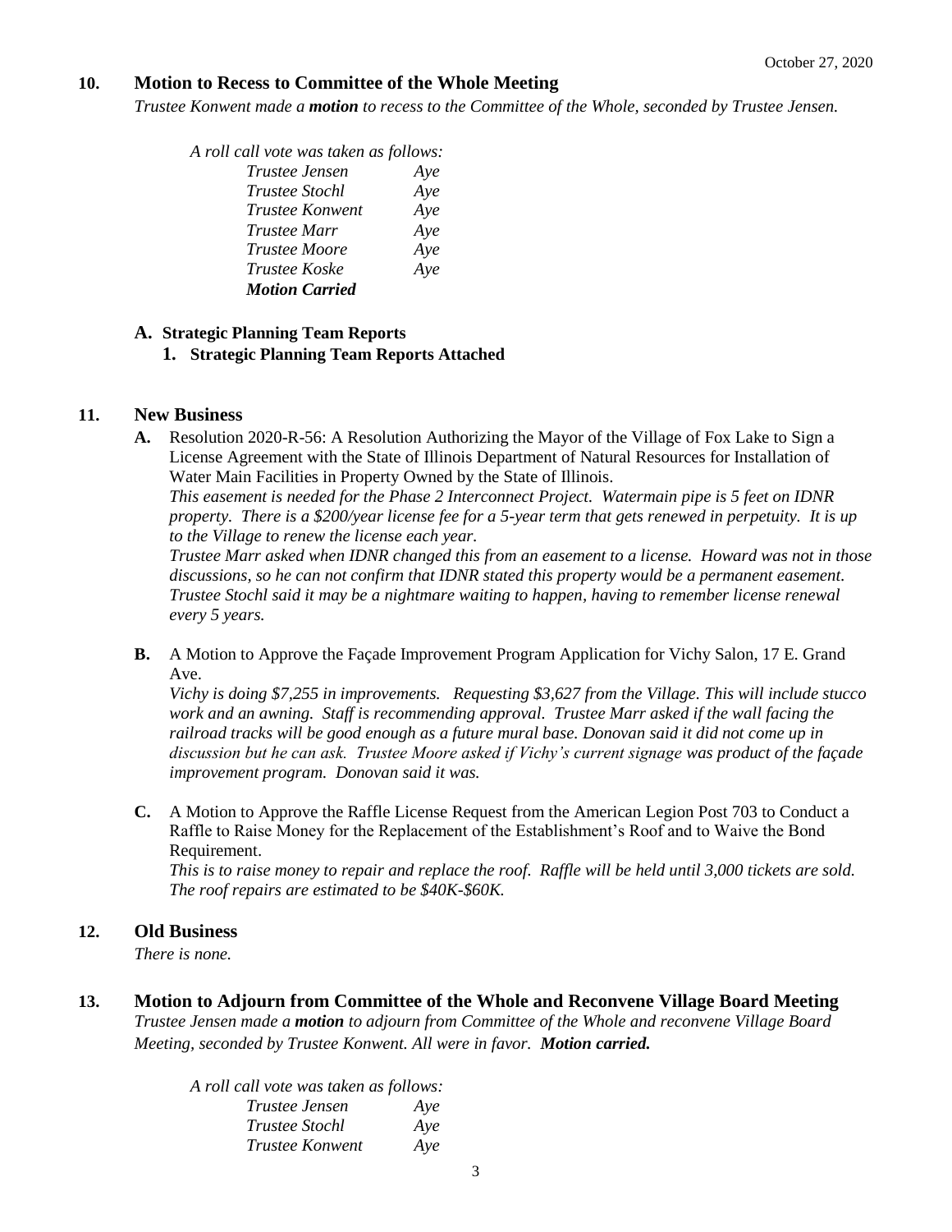## 10. Motion to Recess to Committee of the Whole Meeting

*Trustee Konwent made a **motion** to recess to the Committee of the Whole, seconded by Trustee Jensen.*

*A roll call vote was taken as follows:*

| | |
|---|---|
| *Trustee Jensen* | *Aye* |
| *Trustee Stochl* | *Aye* |
| *Trustee Konwent* | *Aye* |
| *Trustee Marr* | *Aye* |
| *Trustee Moore* | *Aye* |
| *Trustee Koske* | *Aye* |

***Motion Carried***

**A. Strategic Planning Team Reports**

**1. Strategic Planning Team Reports Attached**

## 11. New Business

**A.** Resolution 2020-R-56: A Resolution Authorizing the Mayor of the Village of Fox Lake to Sign a License Agreement with the State of Illinois Department of Natural Resources for Installation of Water Main Facilities in Property Owned by the State of Illinois.

*This easement is needed for the Phase 2 Interconnect Project. Watermain pipe is 5 feet on IDNR property. There is a $200/year license fee for a 5-year term that gets renewed in perpetuity. It is up to the Village to renew the license each year.*

*Trustee Marr asked when IDNR changed this from an easement to a license. Howard was not in those discussions, so he can not confirm that IDNR stated this property would be a permanent easement. Trustee Stochl said it may be a nightmare waiting to happen, having to remember license renewal every 5 years.*

**B.** A Motion to Approve the Façade Improvement Program Application for Vichy Salon, 17 E. Grand Ave.

*Vichy is doing $7,255 in improvements. Requesting $3,627 from the Village. This will include stucco work and an awning. Staff is recommending approval. Trustee Marr asked if the wall facing the railroad tracks will be good enough as a future mural base. Donovan said it did not come up in discussion but he can ask. Trustee Moore asked if Vichy's current signage was product of the façade improvement program. Donovan said it was.*

**C.** A Motion to Approve the Raffle License Request from the American Legion Post 703 to Conduct a Raffle to Raise Money for the Replacement of the Establishment's Roof and to Waive the Bond Requirement.

*This is to raise money to repair and replace the roof. Raffle will be held until 3,000 tickets are sold. The roof repairs are estimated to be $40K-$60K.*

## 12. Old Business

*There is none.*

## 13. Motion to Adjourn from Committee of the Whole and Reconvene Village Board Meeting

*Trustee Jensen made a **motion** to adjourn from Committee of the Whole and reconvene Village Board Meeting, seconded by Trustee Konwent. All were in favor.* ***Motion carried.***

*A roll call vote was taken as follows:*

| | |
|---|---|
| *Trustee Jensen* | *Aye* |
| *Trustee Stochl* | *Aye* |
| *Trustee Konwent* | *Aye* |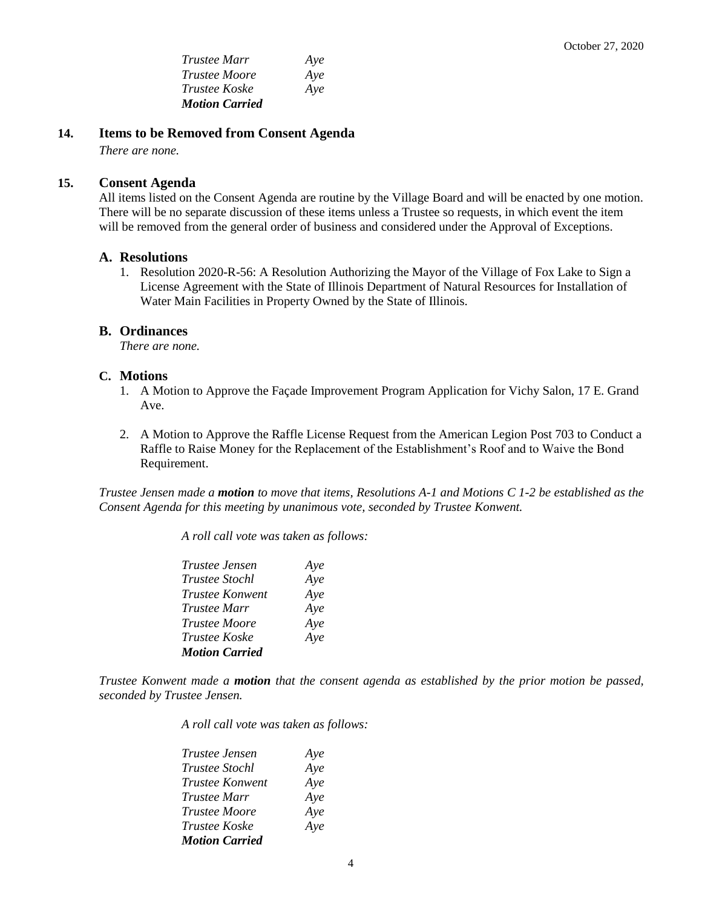*Trustee Marr Aye*
*Trustee Moore Aye*
*Trustee Koske Aye*
***Motion Carried***

## 14. Items to be Removed from Consent Agenda

*There are none.*

## 15. Consent Agenda

All items listed on the Consent Agenda are routine by the Village Board and will be enacted by one motion. There will be no separate discussion of these items unless a Trustee so requests, in which event the item will be removed from the general order of business and considered under the Approval of Exceptions.

### A. Resolutions

1. Resolution 2020-R-56: A Resolution Authorizing the Mayor of the Village of Fox Lake to Sign a License Agreement with the State of Illinois Department of Natural Resources for Installation of Water Main Facilities in Property Owned by the State of Illinois.

### B. Ordinances

*There are none.*

### C. Motions

1. A Motion to Approve the Façade Improvement Program Application for Vichy Salon, 17 E. Grand Ave.
2. A Motion to Approve the Raffle License Request from the American Legion Post 703 to Conduct a Raffle to Raise Money for the Replacement of the Establishment's Roof and to Waive the Bond Requirement.

*Trustee Jensen made a **motion** to move that items, Resolutions A-1 and Motions C 1-2 be established as the Consent Agenda for this meeting by unanimous vote, seconded by Trustee Konwent.*

*A roll call vote was taken as follows:*

*Trustee Jensen Aye*
*Trustee Stochl Aye*
*Trustee Konwent Aye*
*Trustee Marr Aye*
*Trustee Moore Aye*
*Trustee Koske Aye*
***Motion Carried***

*Trustee Konwent made a **motion** that the consent agenda as established by the prior motion be passed, seconded by Trustee Jensen.*

*A roll call vote was taken as follows:*

*Trustee Jensen Aye*
*Trustee Stochl Aye*
*Trustee Konwent Aye*
*Trustee Marr Aye*
*Trustee Moore Aye*
*Trustee Koske Aye*
***Motion Carried***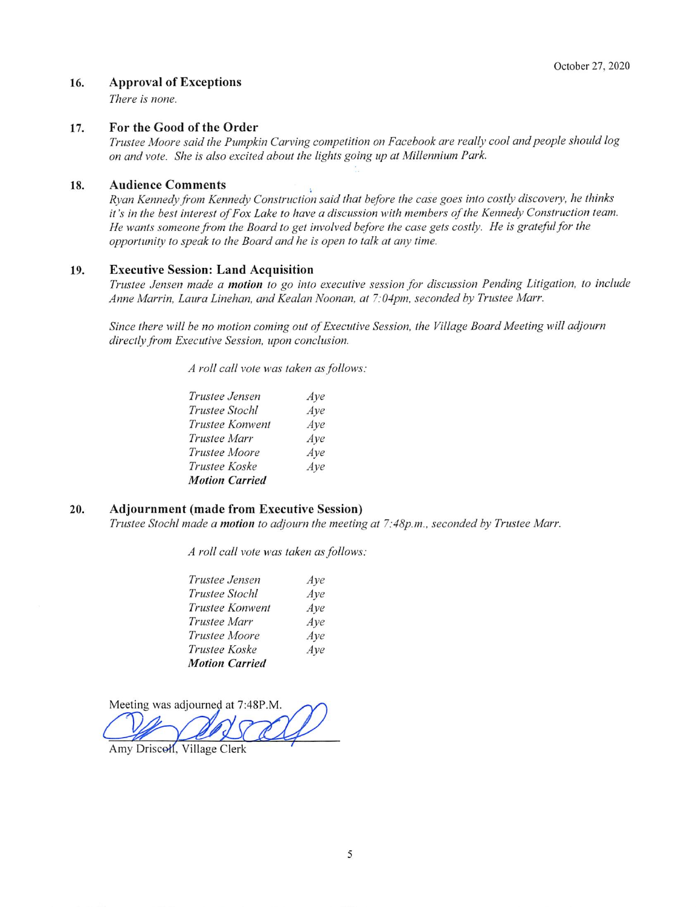## 16. Approval of Exceptions

*There is none.*

## 17. For the Good of the Order

*Trustee Moore said the Pumpkin Carving competition on Facebook are really cool and people should log on and vote. She is also excited about the lights going up at Millennium Park.*

## 18. Audience Comments

*Ryan Kennedy from Kennedy Construction said that before the case goes into costly discovery, he thinks it's in the best interest of Fox Lake to have a discussion with members of the Kennedy Construction team. He wants someone from the Board to get involved before the case gets costly. He is grateful for the opportunity to speak to the Board and he is open to talk at any time.*

## 19. Executive Session: Land Acquisition

*Trustee Jensen made a **motion** to go into executive session for discussion Pending Litigation, to include Anne Marrin, Laura Linehan, and Kealan Noonan, at 7:04pm, seconded by Trustee Marr.*

*Since there will be no motion coming out of Executive Session, the Village Board Meeting will adjourn directly from Executive Session, upon conclusion.*

*A roll call vote was taken as follows:*

| | |
|---|---|
| *Trustee Jensen* | *Aye* |
| *Trustee Stochl* | *Aye* |
| *Trustee Konwent* | *Aye* |
| *Trustee Marr* | *Aye* |
| *Trustee Moore* | *Aye* |
| *Trustee Koske* | *Aye* |
| ***Motion Carried*** | |

## 20. Adjournment (made from Executive Session)

*Trustee Stochl made a **motion** to adjourn the meeting at 7:48p.m., seconded by Trustee Marr.*

*A roll call vote was taken as follows:*

| | |
|---|---|
| *Trustee Jensen* | *Aye* |
| *Trustee Stochl* | *Aye* |
| *Trustee Konwent* | *Aye* |
| *Trustee Marr* | *Aye* |
| *Trustee Moore* | *Aye* |
| *Trustee Koske* | *Aye* |
| ***Motion Carried*** | |

Meeting was adjourned at 7:48P.M.

Amy Driscoll, Village Clerk